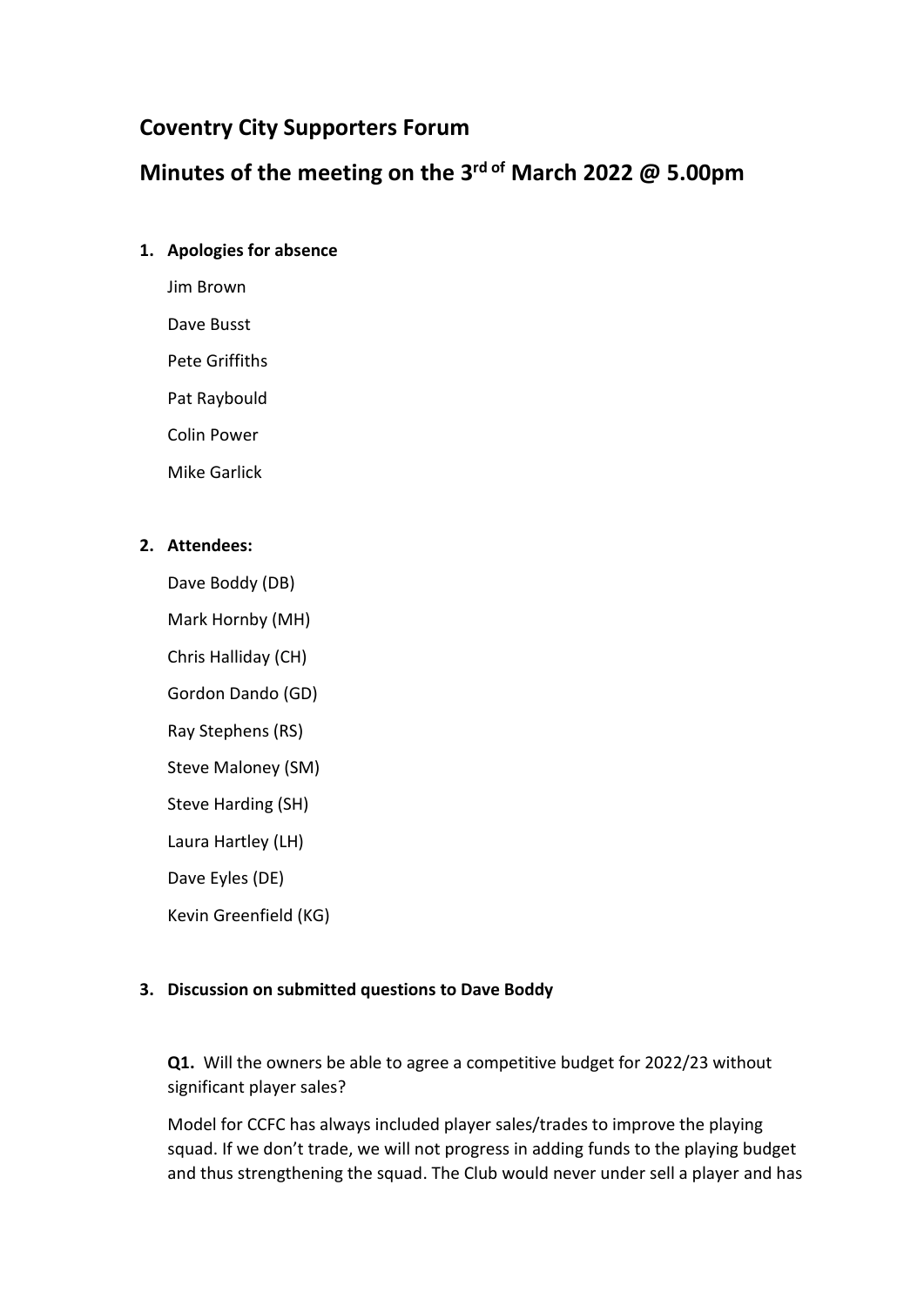# Coventry City Supporters Forum

# Minutes of the meeting on the 3rd of March 2022 @ 5.00pm

1. **Apologies for absence**

   Jim Brown

   Dave Busst

   Pete Griffiths

   Pat Raybould

   Colin Power

   Mike Garlick

2. **Attendees:**

   Dave Boddy (DB)

   Mark Hornby (MH)

   Chris Halliday (CH)

   Gordon Dando (GD)

   Ray Stephens (RS)

   Steve Maloney (SM)

   Steve Harding (SH)

   Laura Hartley (LH)

   Dave Eyles (DE)

   Kevin Greenfield (KG)

3. **Discussion on submitted questions to Dave Boddy**

   **Q1.** Will the owners be able to agree a competitive budget for 2022/23 without significant player sales?

   Model for CCFC has always included player sales/trades to improve the playing squad. If we don't trade, we will not progress in adding funds to the playing budget and thus strengthening the squad. The Club would never under sell a player and has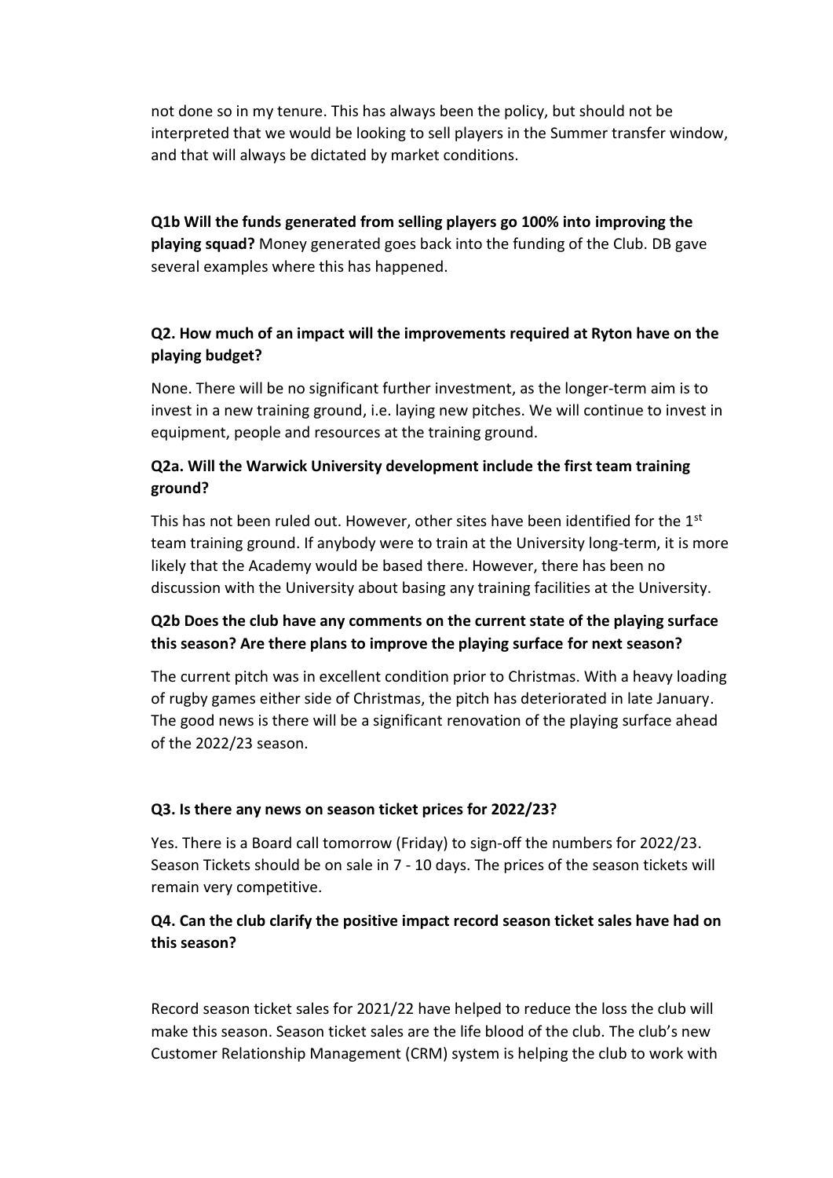not done so in my tenure. This has always been the policy, but should not be interpreted that we would be looking to sell players in the Summer transfer window, and that will always be dictated by market conditions.

**Q1b Will the funds generated from selling players go 100% into improving the playing squad?** Money generated goes back into the funding of the Club. DB gave several examples where this has happened.

**Q2. How much of an impact will the improvements required at Ryton have on the playing budget?**

None. There will be no significant further investment, as the longer-term aim is to invest in a new training ground, i.e. laying new pitches. We will continue to invest in equipment, people and resources at the training ground.

**Q2a. Will the Warwick University development include the first team training ground?**

This has not been ruled out. However, other sites have been identified for the 1st team training ground. If anybody were to train at the University long-term, it is more likely that the Academy would be based there. However, there has been no discussion with the University about basing any training facilities at the University.

**Q2b Does the club have any comments on the current state of the playing surface this season? Are there plans to improve the playing surface for next season?**

The current pitch was in excellent condition prior to Christmas. With a heavy loading of rugby games either side of Christmas, the pitch has deteriorated in late January. The good news is there will be a significant renovation of the playing surface ahead of the 2022/23 season.

**Q3. Is there any news on season ticket prices for 2022/23?**

Yes. There is a Board call tomorrow (Friday) to sign-off the numbers for 2022/23. Season Tickets should be on sale in 7 - 10 days. The prices of the season tickets will remain very competitive.

**Q4. Can the club clarify the positive impact record season ticket sales have had on this season?**

Record season ticket sales for 2021/22 have helped to reduce the loss the club will make this season. Season ticket sales are the life blood of the club. The club's new Customer Relationship Management (CRM) system is helping the club to work with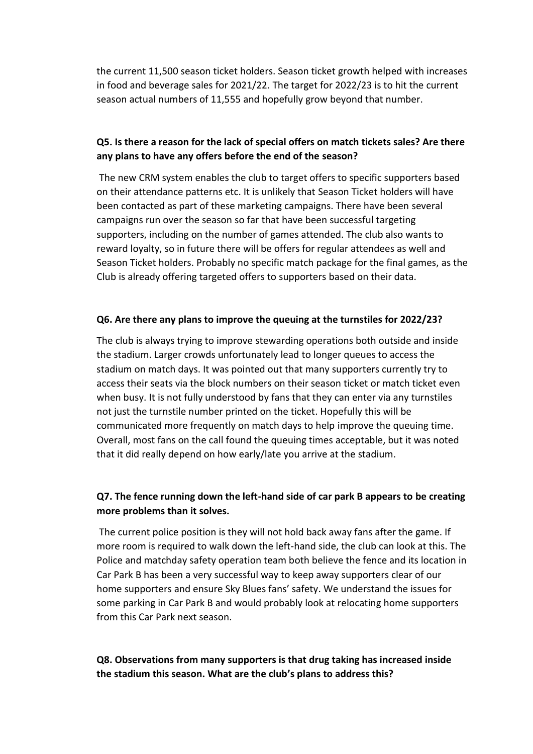the current 11,500 season ticket holders. Season ticket growth helped with increases in food and beverage sales for 2021/22. The target for 2022/23 is to hit the current season actual numbers of 11,555 and hopefully grow beyond that number.

**Q5. Is there a reason for the lack of special offers on match tickets sales? Are there any plans to have any offers before the end of the season?**

The new CRM system enables the club to target offers to specific supporters based on their attendance patterns etc. It is unlikely that Season Ticket holders will have been contacted as part of these marketing campaigns. There have been several campaigns run over the season so far that have been successful targeting supporters, including on the number of games attended. The club also wants to reward loyalty, so in future there will be offers for regular attendees as well and Season Ticket holders. Probably no specific match package for the final games, as the Club is already offering targeted offers to supporters based on their data.

**Q6. Are there any plans to improve the queuing at the turnstiles for 2022/23?**

The club is always trying to improve stewarding operations both outside and inside the stadium. Larger crowds unfortunately lead to longer queues to access the stadium on match days. It was pointed out that many supporters currently try to access their seats via the block numbers on their season ticket or match ticket even when busy. It is not fully understood by fans that they can enter via any turnstiles not just the turnstile number printed on the ticket. Hopefully this will be communicated more frequently on match days to help improve the queuing time. Overall, most fans on the call found the queuing times acceptable, but it was noted that it did really depend on how early/late you arrive at the stadium.

**Q7. The fence running down the left-hand side of car park B appears to be creating more problems than it solves.**

The current police position is they will not hold back away fans after the game. If more room is required to walk down the left-hand side, the club can look at this. The Police and matchday safety operation team both believe the fence and its location in Car Park B has been a very successful way to keep away supporters clear of our home supporters and ensure Sky Blues fans' safety. We understand the issues for some parking in Car Park B and would probably look at relocating home supporters from this Car Park next season.

**Q8. Observations from many supporters is that drug taking has increased inside the stadium this season. What are the club's plans to address this?**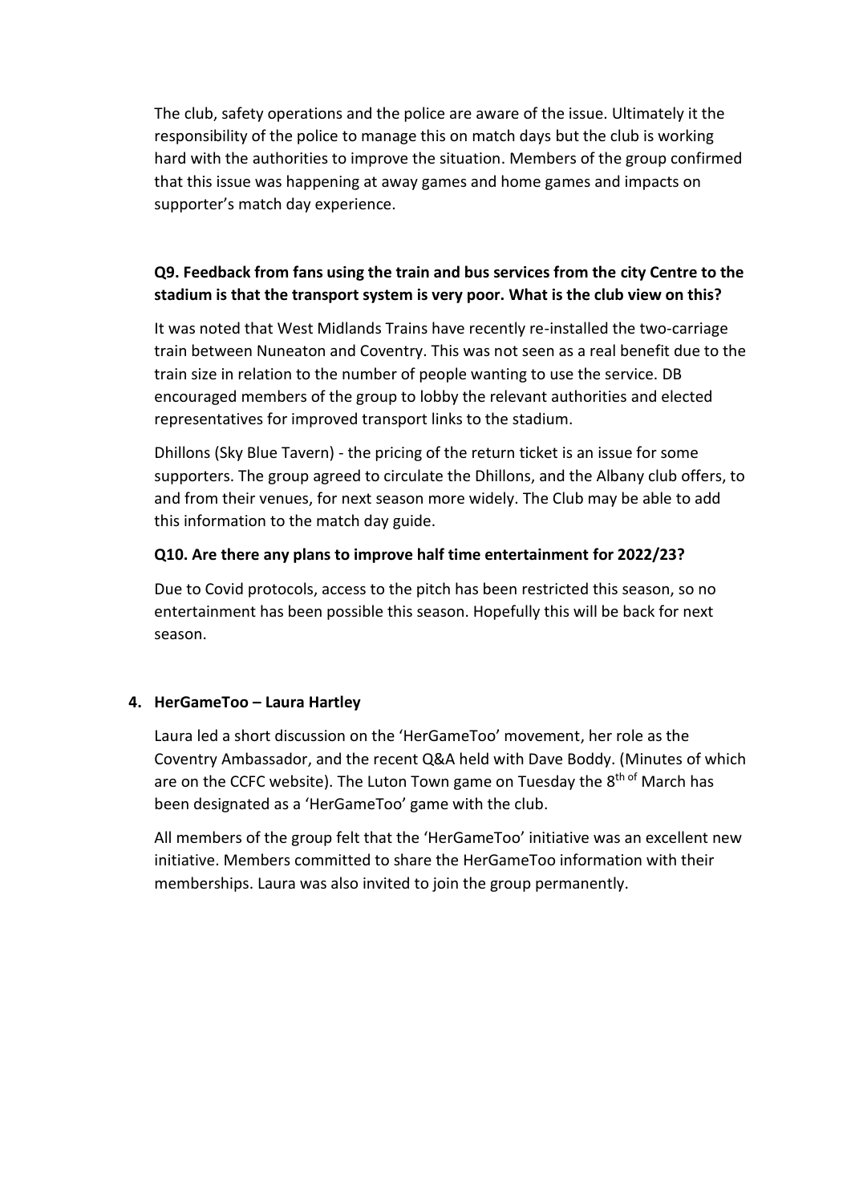The club, safety operations and the police are aware of the issue. Ultimately it the responsibility of the police to manage this on match days but the club is working hard with the authorities to improve the situation. Members of the group confirmed that this issue was happening at away games and home games and impacts on supporter's match day experience.

**Q9. Feedback from fans using the train and bus services from the city Centre to the stadium is that the transport system is very poor. What is the club view on this?**

It was noted that West Midlands Trains have recently re-installed the two-carriage train between Nuneaton and Coventry. This was not seen as a real benefit due to the train size in relation to the number of people wanting to use the service. DB encouraged members of the group to lobby the relevant authorities and elected representatives for improved transport links to the stadium.

Dhillons (Sky Blue Tavern) - the pricing of the return ticket is an issue for some supporters. The group agreed to circulate the Dhillons, and the Albany club offers, to and from their venues, for next season more widely. The Club may be able to add this information to the match day guide.

**Q10. Are there any plans to improve half time entertainment for 2022/23?**

Due to Covid protocols, access to the pitch has been restricted this season, so no entertainment has been possible this season. Hopefully this will be back for next season.

**4. HerGameToo – Laura Hartley**

Laura led a short discussion on the 'HerGameToo' movement, her role as the Coventry Ambassador, and the recent Q&A held with Dave Boddy. (Minutes of which are on the CCFC website). The Luton Town game on Tuesday the 8th of March has been designated as a 'HerGameToo' game with the club.

All members of the group felt that the 'HerGameToo' initiative was an excellent new initiative. Members committed to share the HerGameToo information with their memberships. Laura was also invited to join the group permanently.